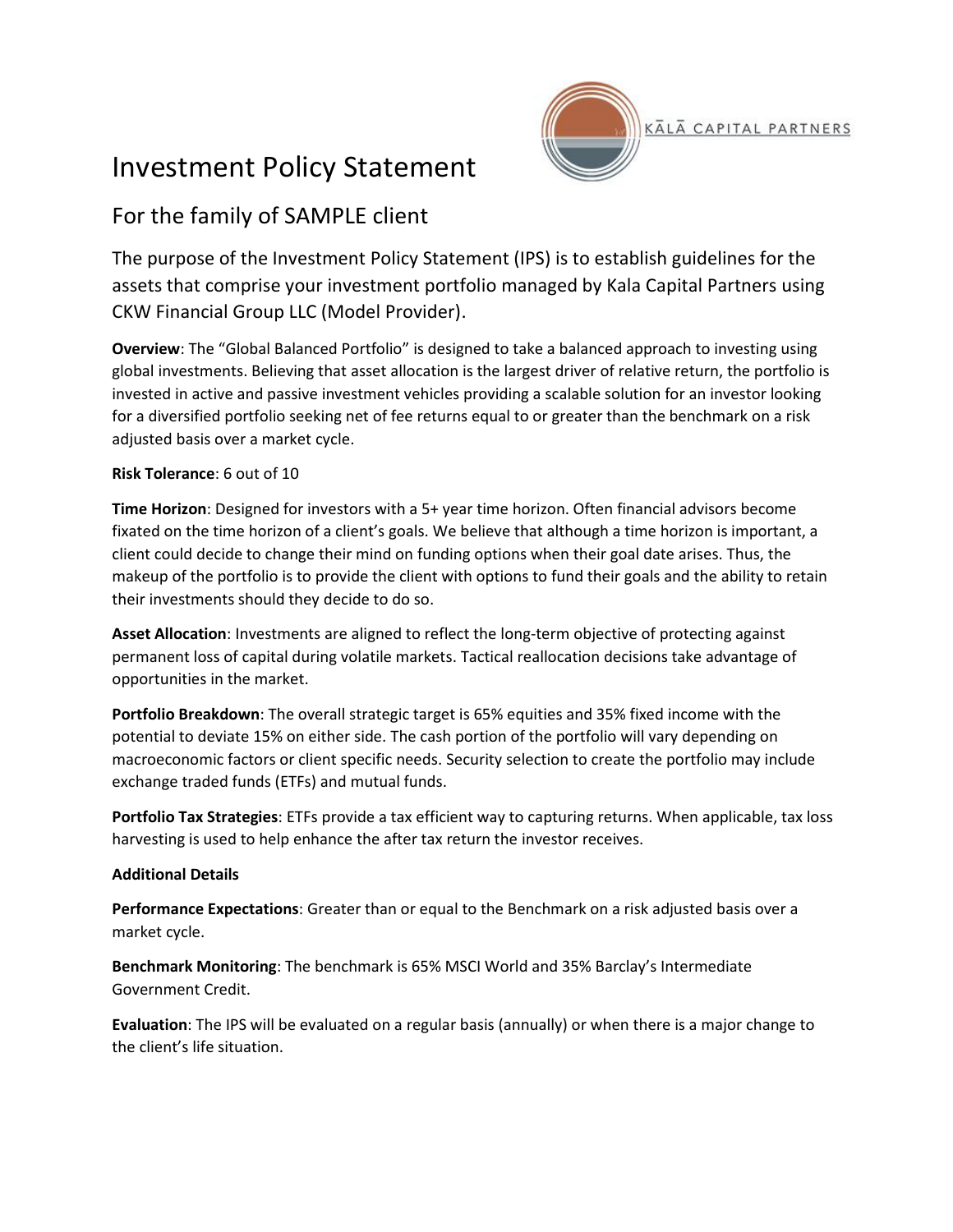KĀLĀ CAPITAL PARTNERS

# Investment Policy Statement

## For the family of SAMPLE client

The purpose of the Investment Policy Statement (IPS) is to establish guidelines for the assets that comprise your investment portfolio managed by Kala Capital Partners using CKW Financial Group LLC (Model Provider).

**Overview**: The "Global Balanced Portfolio" is designed to take a balanced approach to investing using global investments. Believing that asset allocation is the largest driver of relative return, the portfolio is invested in active and passive investment vehicles providing a scalable solution for an investor looking for a diversified portfolio seeking net of fee returns equal to or greater than the benchmark on a risk adjusted basis over a market cycle.

**Risk Tolerance**: 6 out of 10

**Time Horizon**: Designed for investors with a 5+ year time horizon. Often financial advisors become fixated on the time horizon of a client's goals. We believe that although a time horizon is important, a client could decide to change their mind on funding options when their goal date arises. Thus, the makeup of the portfolio is to provide the client with options to fund their goals and the ability to retain their investments should they decide to do so.

**Asset Allocation**: Investments are aligned to reflect the long-term objective of protecting against permanent loss of capital during volatile markets. Tactical reallocation decisions take advantage of opportunities in the market.

**Portfolio Breakdown**: The overall strategic target is 65% equities and 35% fixed income with the potential to deviate 15% on either side. The cash portion of the portfolio will vary depending on macroeconomic factors or client specific needs. Security selection to create the portfolio may include exchange traded funds (ETFs) and mutual funds.

**Portfolio Tax Strategies**: ETFs provide a tax efficient way to capturing returns. When applicable, tax loss harvesting is used to help enhance the after tax return the investor receives.

**Additional Details**

**Performance Expectations**: Greater than or equal to the Benchmark on a risk adjusted basis over a market cycle.

**Benchmark Monitoring**: The benchmark is 65% MSCI World and 35% Barclay's Intermediate Government Credit.

**Evaluation**: The IPS will be evaluated on a regular basis (annually) or when there is a major change to the client's life situation.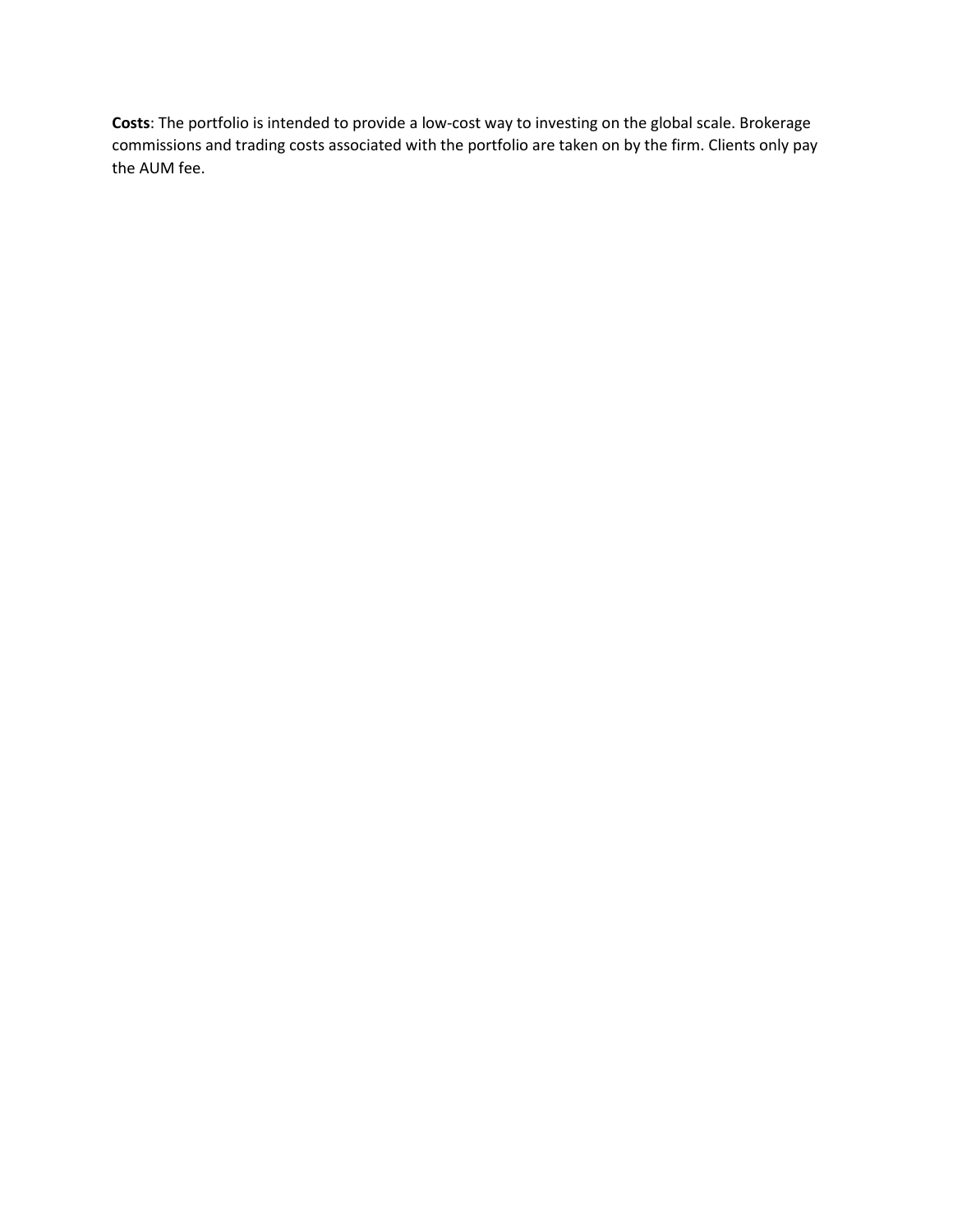**Costs**: The portfolio is intended to provide a low-cost way to investing on the global scale. Brokerage commissions and trading costs associated with the portfolio are taken on by the firm. Clients only pay the AUM fee.